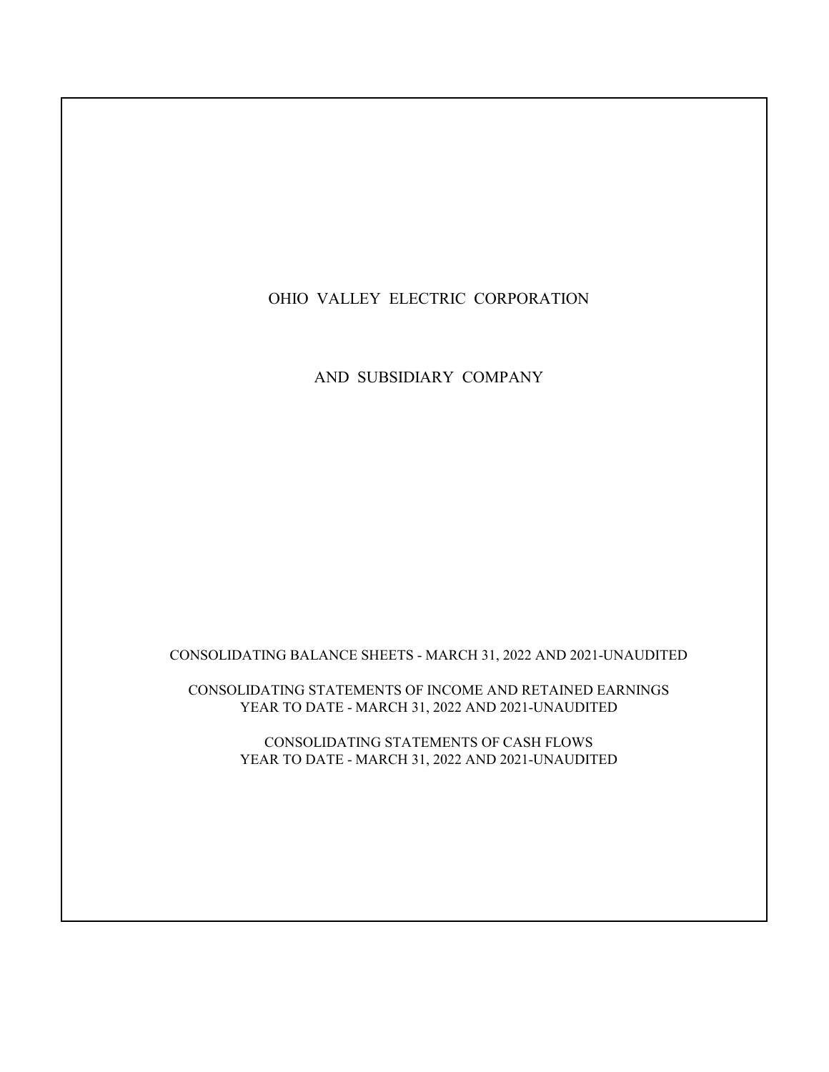# OHIO VALLEY ELECTRIC CORPORATION

## AND SUBSIDIARY COMPANY

CONSOLIDATING BALANCE SHEETS - MARCH 31, 2022 AND 2021-UNAUDITED

CONSOLIDATING STATEMENTS OF INCOME AND RETAINED EARNINGS
YEAR TO DATE - MARCH 31, 2022 AND 2021-UNAUDITED

CONSOLIDATING STATEMENTS OF CASH FLOWS
YEAR TO DATE - MARCH 31, 2022 AND 2021-UNAUDITED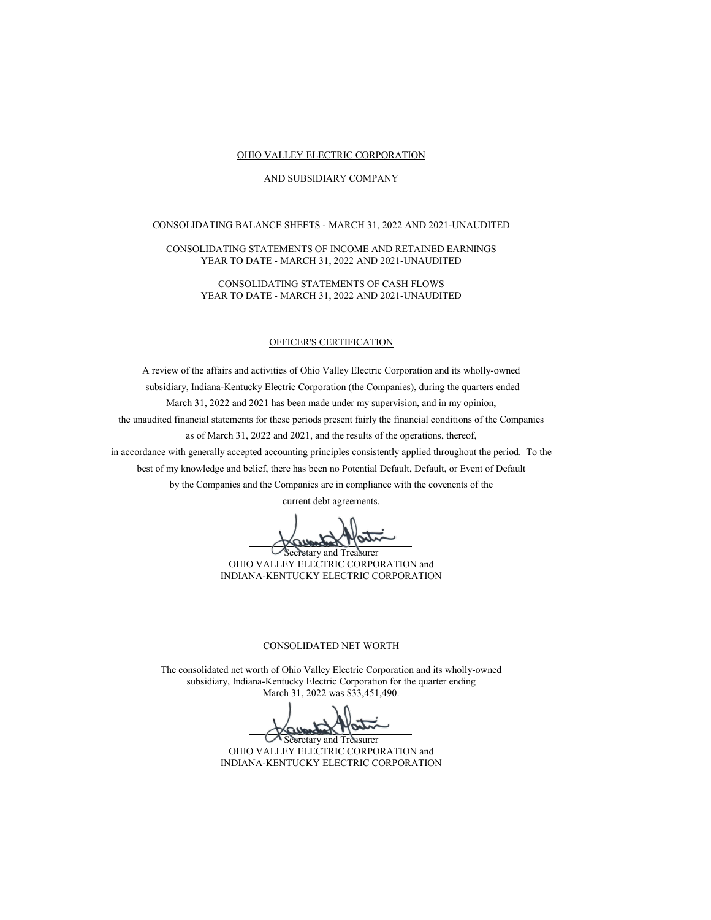OHIO VALLEY ELECTRIC CORPORATION

AND SUBSIDIARY COMPANY

CONSOLIDATING BALANCE SHEETS - MARCH 31, 2022 AND 2021-UNAUDITED

CONSOLIDATING STATEMENTS OF INCOME AND RETAINED EARNINGS
YEAR TO DATE - MARCH 31, 2022 AND 2021-UNAUDITED

CONSOLIDATING STATEMENTS OF CASH FLOWS
YEAR TO DATE - MARCH 31, 2022 AND 2021-UNAUDITED

## OFFICER'S CERTIFICATION

A review of the affairs and activities of Ohio Valley Electric Corporation and its wholly-owned subsidiary, Indiana-Kentucky Electric Corporation (the Companies), during the quarters ended March 31, 2022 and 2021 has been made under my supervision, and in my opinion, the unaudited financial statements for these periods present fairly the financial conditions of the Companies as of March 31, 2022 and 2021, and the results of the operations, thereof, in accordance with generally accepted accounting principles consistently applied throughout the period. To the best of my knowledge and belief, there has been no Potential Default, Default, or Event of Default by the Companies and the Companies are in compliance with the covenents of the current debt agreements.

Secretary and Treasurer
OHIO VALLEY ELECTRIC CORPORATION and
INDIANA-KENTUCKY ELECTRIC CORPORATION

## CONSOLIDATED NET WORTH

The consolidated net worth of Ohio Valley Electric Corporation and its wholly-owned subsidiary, Indiana-Kentucky Electric Corporation for the quarter ending March 31, 2022 was $33,451,490.

Secretary and Treasurer
OHIO VALLEY ELECTRIC CORPORATION and
INDIANA-KENTUCKY ELECTRIC CORPORATION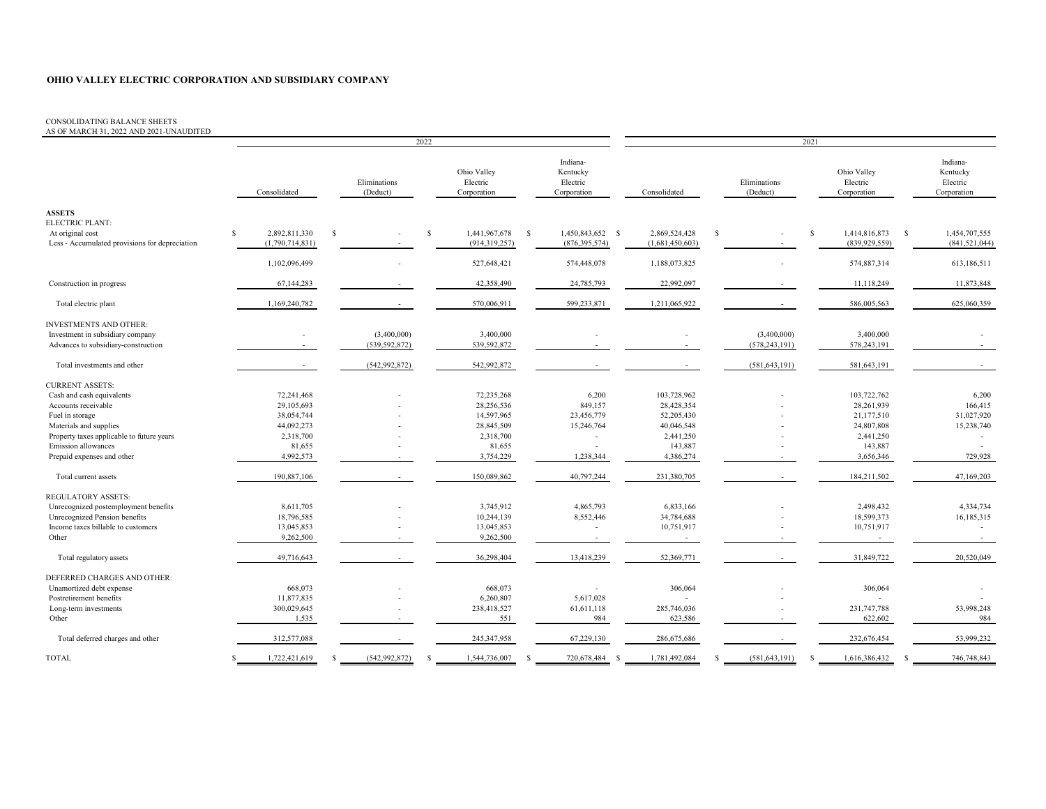**OHIO VALLEY ELECTRIC CORPORATION AND SUBSIDIARY COMPANY**

CONSOLIDATING BALANCE SHEETS
AS OF MARCH 31, 2022 AND 2021-UNAUDITED

| | 2022 | | | | 2021 | | | |
|---|---|---|---|---|---|---|---|---|
| | Consolidated | Eliminations (Deduct) | Ohio Valley Electric Corporation | Indiana-Kentucky Electric Corporation | Consolidated | Eliminations (Deduct) | Ohio Valley Electric Corporation | Indiana-Kentucky Electric Corporation |
| **ASSETS** | | | | | | | | |
| ELECTRIC PLANT: | | | | | | | | |
| At original cost | $ 2,892,811,330 | $ - | $ 1,441,967,678 | $ 1,450,843,652 | $ 2,869,524,428 | $ - | $ 1,414,816,873 | $ 1,454,707,555 |
| Less - Accumulated provisions for depreciation | (1,790,714,831) | - | (914,319,257) | (876,395,574) | (1,681,450,603) | - | (839,929,559) | (841,521,044) |
| | 1,102,096,499 | - | 527,648,421 | 574,448,078 | 1,188,073,825 | - | 574,887,314 | 613,186,511 |
| Construction in progress | 67,144,283 | - | 42,358,490 | 24,785,793 | 22,992,097 | - | 11,118,249 | 11,873,848 |
| Total electric plant | 1,169,240,782 | - | 570,006,911 | 599,233,871 | 1,211,065,922 | - | 586,005,563 | 625,060,359 |
| INVESTMENTS AND OTHER: | | | | | | | | |
| Investment in subsidiary company | - | (3,400,000) | 3,400,000 | - | - | (3,400,000) | 3,400,000 | - |
| Advances to subsidiary-construction | - | (539,592,872) | 539,592,872 | - | - | (578,243,191) | 578,243,191 | - |
| Total investments and other | - | (542,992,872) | 542,992,872 | - | - | (581,643,191) | 581,643,191 | - |
| CURRENT ASSETS: | | | | | | | | |
| Cash and cash equivalents | 72,241,468 | - | 72,235,268 | 6,200 | 103,728,962 | - | 103,722,762 | 6,200 |
| Accounts receivable | 29,105,693 | - | 28,256,536 | 849,157 | 28,428,354 | - | 28,261,939 | 166,415 |
| Fuel in storage | 38,054,744 | - | 14,597,965 | 23,456,779 | 52,205,430 | - | 21,177,510 | 31,027,920 |
| Materials and supplies | 44,092,273 | - | 28,845,509 | 15,246,764 | 40,046,548 | - | 24,807,808 | 15,238,740 |
| Property taxes applicable to future years | 2,318,700 | - | 2,318,700 | - | 2,441,250 | - | 2,441,250 | - |
| Emission allowances | 81,655 | - | 81,655 | - | 143,887 | - | 143,887 | - |
| Prepaid expenses and other | 4,992,573 | - | 3,754,229 | 1,238,344 | 4,386,274 | - | 3,656,346 | 729,928 |
| Total current assets | 190,887,106 | - | 150,089,862 | 40,797,244 | 231,380,705 | - | 184,211,502 | 47,169,203 |
| REGULATORY ASSETS: | | | | | | | | |
| Unrecognized postemployment benefits | 8,611,705 | - | 3,745,912 | 4,865,793 | 6,833,166 | - | 2,498,432 | 4,334,734 |
| Unrecognized Pension benefits | 18,796,585 | - | 10,244,139 | 8,552,446 | 34,784,688 | - | 18,599,373 | 16,185,315 |
| Income taxes billable to customers | 13,045,853 | - | 13,045,853 | - | 10,751,917 | - | 10,751,917 | - |
| Other | 9,262,500 | - | 9,262,500 | - | - | - | - | - |
| Total regulatory assets | 49,716,643 | - | 36,298,404 | 13,418,239 | 52,369,771 | - | 31,849,722 | 20,520,049 |
| DEFERRED CHARGES AND OTHER: | | | | | | | | |
| Unamortized debt expense | 668,073 | - | 668,073 | - | 306,064 | - | 306,064 | - |
| Postretirement benefits | 11,877,835 | - | 6,260,807 | 5,617,028 | - | - | - | - |
| Long-term investments | 300,029,645 | - | 238,418,527 | 61,611,118 | 285,746,036 | - | 231,747,788 | 53,998,248 |
| Other | 1,535 | - | 551 | 984 | 623,586 | - | 622,602 | 984 |
| Total deferred charges and other | 312,577,088 | - | 245,347,958 | 67,229,130 | 286,675,686 | - | 232,676,454 | 53,999,232 |
| TOTAL | $ 1,722,421,619 | $ (542,992,872) | $ 1,544,736,007 | $ 720,678,484 | $ 1,781,492,084 | $ (581,643,191) | $ 1,616,386,432 | $ 746,748,843 |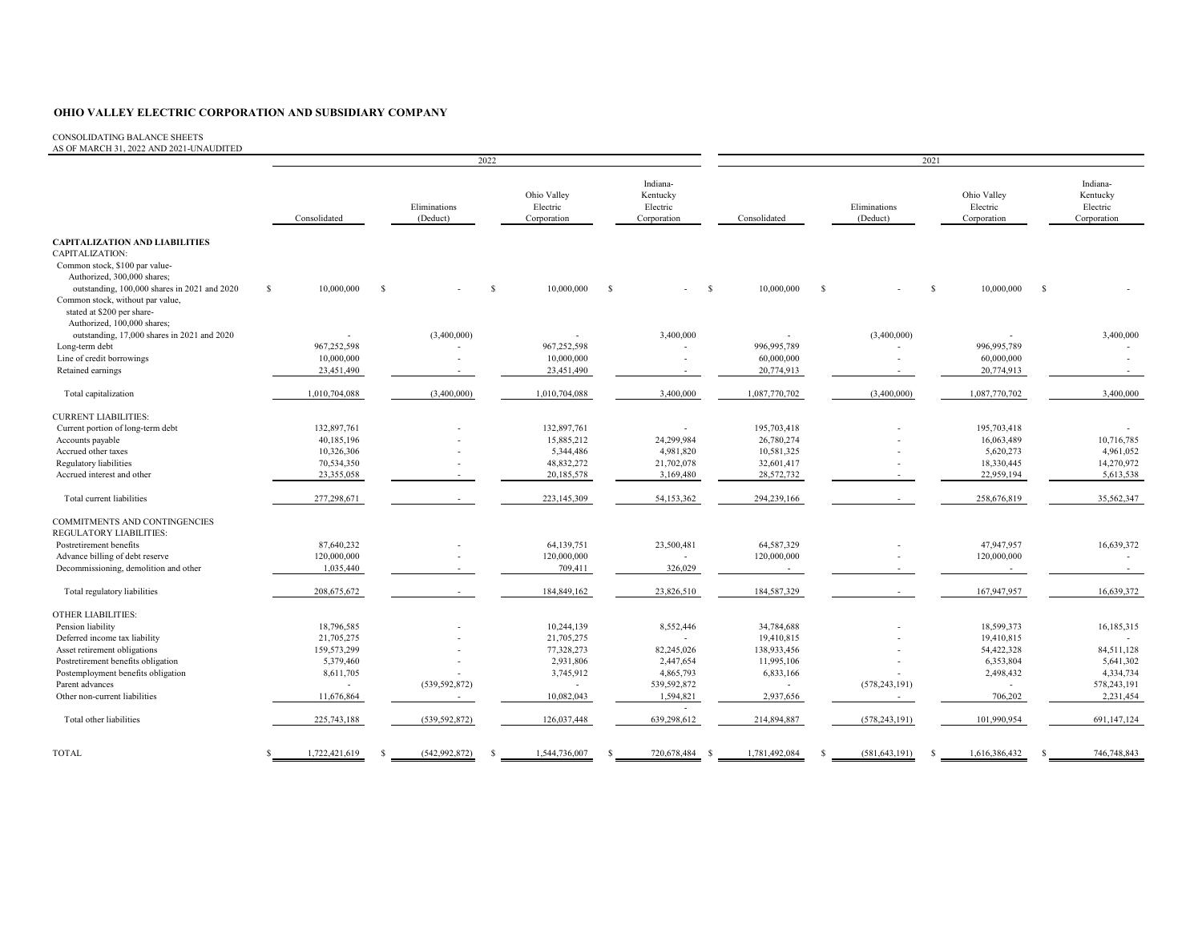# OHIO VALLEY ELECTRIC CORPORATION AND SUBSIDIARY COMPANY

CONSOLIDATING BALANCE SHEETS
AS OF MARCH 31, 2022 AND 2021-UNAUDITED

| | 2022 | | | | 2021 | | | |
|---|---|---|---|---|---|---|---|---|
| | Consolidated | Eliminations (Deduct) | Ohio Valley Electric Corporation | Indiana-Kentucky Electric Corporation | Consolidated | Eliminations (Deduct) | Ohio Valley Electric Corporation | Indiana-Kentucky Electric Corporation |
| **CAPITALIZATION AND LIABILITIES** | | | | | | | | |
| CAPITALIZATION: | | | | | | | | |
| Common stock, $100 par value- Authorized, 300,000 shares; outstanding, 100,000 shares in 2021 and 2020 | $ 10,000,000 | $ - | $ 10,000,000 | $ - | $ 10,000,000 | $ - | $ 10,000,000 | $ - |
| Common stock, without par value, stated at $200 per share- Authorized, 100,000 shares; outstanding, 17,000 shares in 2021 and 2020 | - | (3,400,000) | - | 3,400,000 | - | (3,400,000) | - | 3,400,000 |
| Long-term debt | 967,252,598 | - | 967,252,598 | - | 996,995,789 | - | 996,995,789 | - |
| Line of credit borrowings | 10,000,000 | - | 10,000,000 | - | 60,000,000 | - | 60,000,000 | - |
| Retained earnings | 23,451,490 | - | 23,451,490 | - | 20,774,913 | - | 20,774,913 | - |
| Total capitalization | 1,010,704,088 | (3,400,000) | 1,010,704,088 | 3,400,000 | 1,087,770,702 | (3,400,000) | 1,087,770,702 | 3,400,000 |
| CURRENT LIABILITIES: | | | | | | | | |
| Current portion of long-term debt | 132,897,761 | - | 132,897,761 | - | 195,703,418 | - | 195,703,418 | - |
| Accounts payable | 40,185,196 | - | 15,885,212 | 24,299,984 | 26,780,274 | - | 16,063,489 | 10,716,785 |
| Accrued other taxes | 10,326,306 | - | 5,344,486 | 4,981,820 | 10,581,325 | - | 5,620,273 | 4,961,052 |
| Regulatory liabilities | 70,534,350 | - | 48,832,272 | 21,702,078 | 32,601,417 | - | 18,330,445 | 14,270,972 |
| Accrued interest and other | 23,355,058 | - | 20,185,578 | 3,169,480 | 28,572,732 | - | 22,959,194 | 5,613,538 |
| Total current liabilities | 277,298,671 | - | 223,145,309 | 54,153,362 | 294,239,166 | - | 258,676,819 | 35,562,347 |
| COMMITMENTS AND CONTINGENCIES | | | | | | | | |
| REGULATORY LIABILITIES: | | | | | | | | |
| Postretirement benefits | 87,640,232 | - | 64,139,751 | 23,500,481 | 64,587,329 | - | 47,947,957 | 16,639,372 |
| Advance billing of debt reserve | 120,000,000 | - | 120,000,000 | - | 120,000,000 | - | 120,000,000 | - |
| Decommissioning, demolition and other | 1,035,440 | - | 709,411 | 326,029 | - | - | - | - |
| Total regulatory liabilities | 208,675,672 | - | 184,849,162 | 23,826,510 | 184,587,329 | - | 167,947,957 | 16,639,372 |
| OTHER LIABILITIES: | | | | | | | | |
| Pension liability | 18,796,585 | - | 10,244,139 | 8,552,446 | 34,784,688 | - | 18,599,373 | 16,185,315 |
| Deferred income tax liability | 21,705,275 | - | 21,705,275 | - | 19,410,815 | - | 19,410,815 | - |
| Asset retirement obligations | 159,573,299 | - | 77,328,273 | 82,245,026 | 138,933,456 | - | 54,422,328 | 84,511,128 |
| Postretirement benefits obligation | 5,379,460 | - | 2,931,806 | 2,447,654 | 11,995,106 | - | 6,353,804 | 5,641,302 |
| Postemployment benefits obligation | 8,611,705 | - | 3,745,912 | 4,865,793 | 6,833,166 | - | 2,498,432 | 4,334,734 |
| Parent advances | - | (539,592,872) | - | 539,592,872 | - | (578,243,191) | - | 578,243,191 |
| Other non-current liabilities | 11,676,864 | - | 10,082,043 | 1,594,821 | 2,937,656 | - | 706,202 | 2,231,454 |
| Total other liabilities | 225,743,188 | (539,592,872) | 126,037,448 | 639,298,612 | 214,894,887 | (578,243,191) | 101,990,954 | 691,147,124 |
| TOTAL | $ 1,722,421,619 | $ (542,992,872) | $ 1,544,736,007 | $ 720,678,484 | $ 1,781,492,084 | $ (581,643,191) | $ 1,616,386,432 | $ 746,748,843 |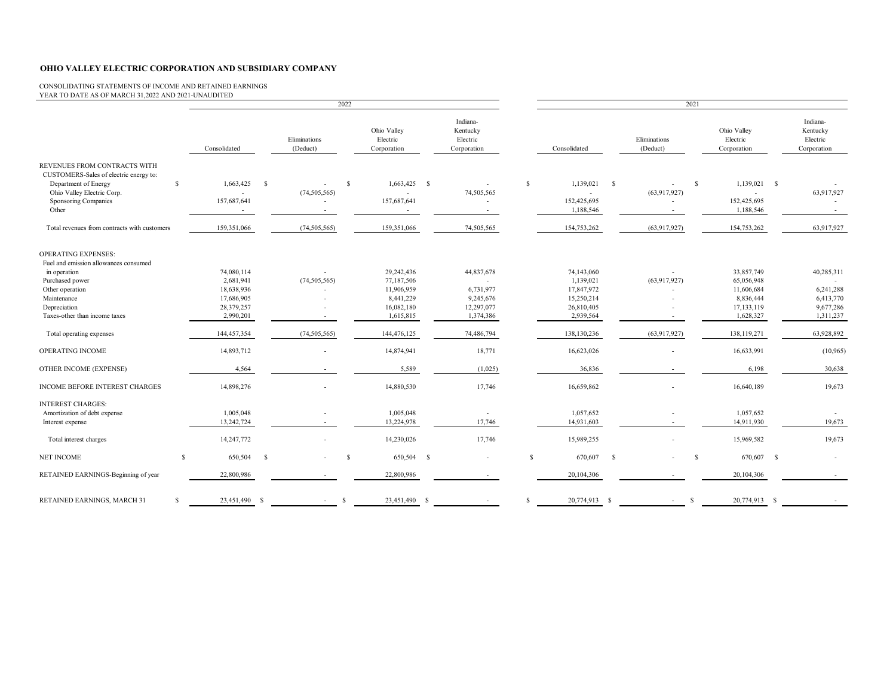**OHIO VALLEY ELECTRIC CORPORATION AND SUBSIDIARY COMPANY**

CONSOLIDATING STATEMENTS OF INCOME AND RETAINED EARNINGS
YEAR TO DATE AS OF MARCH 31,2022 AND 2021-UNAUDITED

| | 2022 | | | | 2021 | | | |
|---|---|---|---|---|---|---|---|---|
| | Consolidated | Eliminations (Deduct) | Ohio Valley Electric Corporation | Indiana-Kentucky Electric Corporation | Consolidated | Eliminations (Deduct) | Ohio Valley Electric Corporation | Indiana-Kentucky Electric Corporation |
| REVENUES FROM CONTRACTS WITH CUSTOMERS-Sales of electric energy to: | | | | | | | | |
| Department of Energy | $ 1,663,425 | $ - | $ 1,663,425 | $ - | $ 1,139,021 | $ - | $ 1,139,021 | $ - |
| Ohio Valley Electric Corp. | - | (74,505,565) | - | 74,505,565 | - | (63,917,927) | - | 63,917,927 |
| Sponsoring Companies | 157,687,641 | - | 157,687,641 | - | 152,425,695 | - | 152,425,695 | - |
| Other | - | - | - | - | 1,188,546 | - | 1,188,546 | - |
| Total revenues from contracts with customers | 159,351,066 | (74,505,565) | 159,351,066 | 74,505,565 | 154,753,262 | (63,917,927) | 154,753,262 | 63,917,927 |
| OPERATING EXPENSES: | | | | | | | | |
| Fuel and emission allowances consumed in operation | 74,080,114 | - | 29,242,436 | 44,837,678 | 74,143,060 | - | 33,857,749 | 40,285,311 |
| Purchased power | 2,681,941 | (74,505,565) | 77,187,506 | - | 1,139,021 | (63,917,927) | 65,056,948 | - |
| Other operation | 18,638,936 | - | 11,906,959 | 6,731,977 | 17,847,972 | - | 11,606,684 | 6,241,288 |
| Maintenance | 17,686,905 | - | 8,441,229 | 9,245,676 | 15,250,214 | - | 8,836,444 | 6,413,770 |
| Depreciation | 28,379,257 | - | 16,082,180 | 12,297,077 | 26,810,405 | - | 17,133,119 | 9,677,286 |
| Taxes-other than income taxes | 2,990,201 | - | 1,615,815 | 1,374,386 | 2,939,564 | - | 1,628,327 | 1,311,237 |
| Total operating expenses | 144,457,354 | (74,505,565) | 144,476,125 | 74,486,794 | 138,130,236 | (63,917,927) | 138,119,271 | 63,928,892 |
| OPERATING INCOME | 14,893,712 | - | 14,874,941 | 18,771 | 16,623,026 | - | 16,633,991 | (10,965) |
| OTHER INCOME (EXPENSE) | 4,564 | - | 5,589 | (1,025) | 36,836 | - | 6,198 | 30,638 |
| INCOME BEFORE INTEREST CHARGES | 14,898,276 | - | 14,880,530 | 17,746 | 16,659,862 | - | 16,640,189 | 19,673 |
| INTEREST CHARGES: | | | | | | | | |
| Amortization of debt expense | 1,005,048 | - | 1,005,048 | - | 1,057,652 | - | 1,057,652 | - |
| Interest expense | 13,242,724 | - | 13,224,978 | 17,746 | 14,931,603 | - | 14,911,930 | 19,673 |
| Total interest charges | 14,247,772 | - | 14,230,026 | 17,746 | 15,989,255 | - | 15,969,582 | 19,673 |
| NET INCOME | $ 650,504 | $ - | $ 650,504 | $ - | $ 670,607 | $ - | $ 670,607 | $ - |
| RETAINED EARNINGS-Beginning of year | 22,800,986 | - | 22,800,986 | - | 20,104,306 | - | 20,104,306 | - |
| RETAINED EARNINGS, MARCH 31 | $ 23,451,490 | $ - | $ 23,451,490 | $ - | $ 20,774,913 | $ - | $ 20,774,913 | $ - |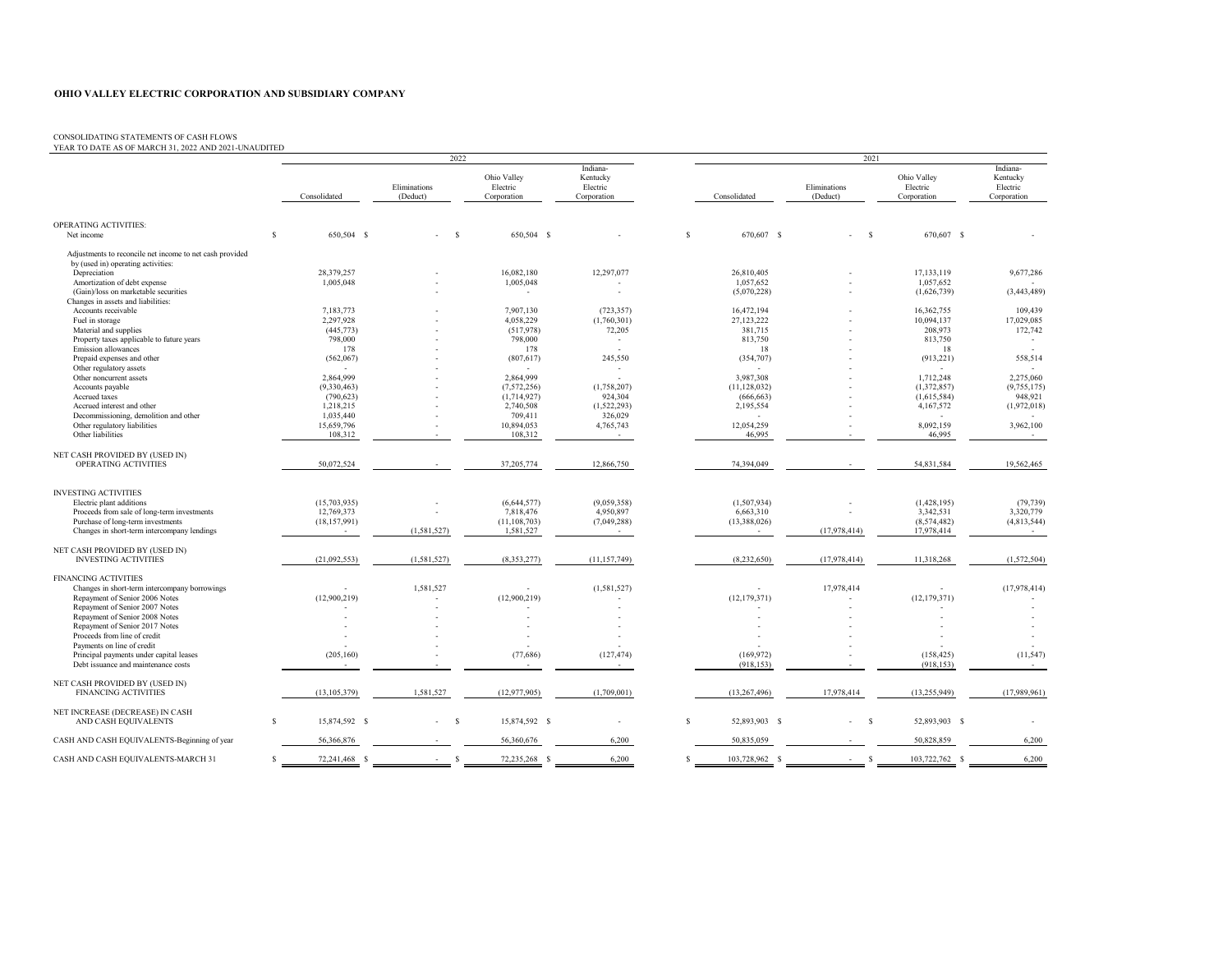**OHIO VALLEY ELECTRIC CORPORATION AND SUBSIDIARY COMPANY**

CONSOLIDATING STATEMENTS OF CASH FLOWS
YEAR TO DATE AS OF MARCH 31, 2022 AND 2021-UNAUDITED

| | 2022 | | | | 2021 | | | |
|---|---|---|---|---|---|---|---|---|
| | Consolidated | Eliminations (Deduct) | Ohio Valley Electric Corporation | Indiana-Kentucky Electric Corporation | Consolidated | Eliminations (Deduct) | Ohio Valley Electric Corporation | Indiana-Kentucky Electric Corporation |
| OPERATING ACTIVITIES: | | | | | | | | |
| Net income | $ 650,504 | $ - | $ 650,504 | $ - | $ 670,607 | $ - | $ 670,607 | $ - |
| Adjustments to reconcile net income to net cash provided by (used in) operating activities: | | | | | | | | |
| Depreciation | 28,379,257 | - | 16,082,180 | 12,297,077 | 26,810,405 | - | 17,133,119 | 9,677,286 |
| Amortization of debt expense | 1,005,048 | - | 1,005,048 | - | 1,057,652 | - | 1,057,652 | - |
| (Gain)/loss on marketable securities | - | - | - | - | (5,070,228) | - | (1,626,739) | (3,443,489) |
| Changes in assets and liabilities: | | | | | | | | |
| Accounts receivable | 7,183,773 | - | 7,907,130 | (723,357) | 16,472,194 | - | 16,362,755 | 109,439 |
| Fuel in storage | 2,297,928 | - | 4,058,229 | (1,760,301) | 27,123,222 | - | 10,094,137 | 17,029,085 |
| Material and supplies | (445,773) | - | (517,978) | 72,205 | 381,715 | - | 208,973 | 172,742 |
| Property taxes applicable to future years | 798,000 | - | 798,000 | - | 813,750 | - | 813,750 | - |
| Emission allowances | 178 | - | 178 | - | 18 | - | 18 | - |
| Prepaid expenses and other | (562,067) | - | (807,617) | 245,550 | (354,707) | - | (913,221) | 558,514 |
| Other regulatory assets | - | - | - | - | - | - | - | - |
| Other noncurrent assets | 2,864,999 | - | 2,864,999 | - | 3,987,308 | - | 1,712,248 | 2,275,060 |
| Accounts payable | (9,330,463) | - | (7,572,256) | (1,758,207) | (11,128,032) | - | (1,372,857) | (9,755,175) |
| Accrued taxes | (790,623) | - | (1,714,927) | 924,304 | (666,663) | - | (1,615,584) | 948,921 |
| Accrued interest and other | 1,218,215 | - | 2,740,508 | (1,522,293) | 2,195,554 | - | 4,167,572 | (1,972,018) |
| Decommissioning, demolition and other | 1,035,440 | - | 709,411 | 326,029 | - | - | - | - |
| Other regulatory liabilities | 15,659,796 | - | 10,894,053 | 4,765,743 | 12,054,259 | - | 8,092,159 | 3,962,100 |
| Other liabilities | 108,312 | - | 108,312 | - | 46,995 | - | 46,995 | - |
| NET CASH PROVIDED BY (USED IN) OPERATING ACTIVITIES | 50,072,524 | - | 37,205,774 | 12,866,750 | 74,394,049 | - | 54,831,584 | 19,562,465 |
| INVESTING ACTIVITIES | | | | | | | | |
| Electric plant additions | (15,703,935) | - | (6,644,577) | (9,059,358) | (1,507,934) | - | (1,428,195) | (79,739) |
| Proceeds from sale of long-term investments | 12,769,373 | - | 7,818,476 | 4,950,897 | 6,663,310 | - | 3,342,531 | 3,320,779 |
| Purchase of long-term investments | (18,157,991) | | (11,108,703) | (7,049,288) | (13,388,026) | | (8,574,482) | (4,813,544) |
| Changes in short-term intercompany lendings | - | (1,581,527) | 1,581,527 | - | - | (17,978,414) | 17,978,414 | - |
| NET CASH PROVIDED BY (USED IN) INVESTING ACTIVITIES | (21,092,553) | (1,581,527) | (8,353,277) | (11,157,749) | (8,232,650) | (17,978,414) | 11,318,268 | (1,572,504) |
| FINANCING ACTIVITIES | | | | | | | | |
| Changes in short-term intercompany borrowings | - | 1,581,527 | - | (1,581,527) | - | 17,978,414 | - | (17,978,414) |
| Repayment of Senior 2006 Notes | (12,900,219) | - | (12,900,219) | - | (12,179,371) | - | (12,179,371) | - |
| Repayment of Senior 2007 Notes | - | - | - | - | - | - | - | - |
| Repayment of Senior 2008 Notes | - | - | - | - | - | - | - | - |
| Repayment of Senior 2017 Notes | - | - | - | - | - | - | - | - |
| Proceeds from line of credit | - | - | - | - | - | - | - | - |
| Payments on line of credit | - | - | - | - | - | - | - | - |
| Principal payments under capital leases | (205,160) | - | (77,686) | (127,474) | (169,972) | - | (158,425) | (11,547) |
| Debt issuance and maintenance costs | - | - | - | - | (918,153) | - | (918,153) | - |
| NET CASH PROVIDED BY (USED IN) FINANCING ACTIVITIES | (13,105,379) | 1,581,527 | (12,977,905) | (1,709,001) | (13,267,496) | 17,978,414 | (13,255,949) | (17,989,961) |
| NET INCREASE (DECREASE) IN CASH AND CASH EQUIVALENTS | $ 15,874,592 | $ - | $ 15,874,592 | $ - | $ 52,893,903 | $ - | $ 52,893,903 | $ - |
| CASH AND CASH EQUIVALENTS-Beginning of year | 56,366,876 | - | 56,360,676 | 6,200 | 50,835,059 | - | 50,828,859 | 6,200 |
| CASH AND CASH EQUIVALENTS-MARCH 31 | $ 72,241,468 | $ - | $ 72,235,268 | $ 6,200 | $ 103,728,962 | $ - | $ 103,722,762 | $ 6,200 |